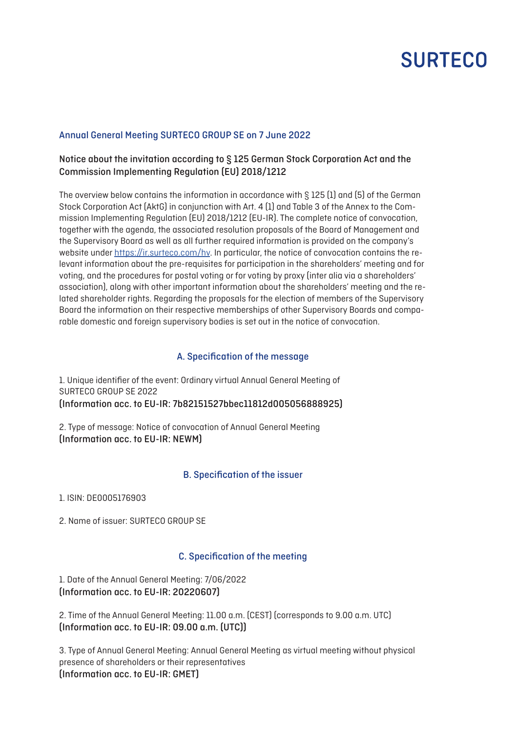SURTECO

## Annual General Meeting SURTECO GROUP SE on 7 June 2022

### Notice about the invitation according to § 125 German Stock Corporation Act and the Commission Implementing Regulation (EU) 2018/1212

The overview below contains the information in accordance with § 125 (1) and (5) of the German Stock Corporation Act (AktG) in conjunction with Art. 4 (1) and Table 3 of the Annex to the Commission Implementing Regulation (EU) 2018/1212 (EU-IR). The complete notice of convocation, together with the agenda, the associated resolution proposals of the Board of Management and the Supervisory Board as well as all further required information is provided on the company's website under https://ir.surteco.com/hv. In particular, the notice of convocation contains the relevant information about the pre-requisites for participation in the shareholders' meeting and for voting, and the procedures for postal voting or for voting by proxy (inter alia via a shareholders' association), along with other important information about the shareholders' meeting and the related shareholder rights. Regarding the proposals for the election of members of the Supervisory Board the information on their respective memberships of other Supervisory Boards and comparable domestic and foreign supervisory bodies is set out in the notice of convocation.

### A. Specification of the message

1. Unique identifier of the event: Ordinary virtual Annual General Meeting of SURTECO GROUP SE 2022
**(Information acc. to EU-IR: 7b82151527bbec11812d005056888925)**

2. Type of message: Notice of convocation of Annual General Meeting
**(Information acc. to EU-IR: NEWM)**

### B. Specification of the issuer

1. ISIN: DE0005176903

2. Name of issuer: SURTECO GROUP SE

### C. Specification of the meeting

1. Date of the Annual General Meeting: 7/06/2022
**(Information acc. to EU-IR: 20220607)**

2. Time of the Annual General Meeting: 11.00 a.m. (CEST) (corresponds to 9.00 a.m. UTC)
**(Information acc. to EU-IR: 09.00 a.m. (UTC))**

3. Type of Annual General Meeting: Annual General Meeting as virtual meeting without physical presence of shareholders or their representatives
**(Information acc. to EU-IR: GMET)**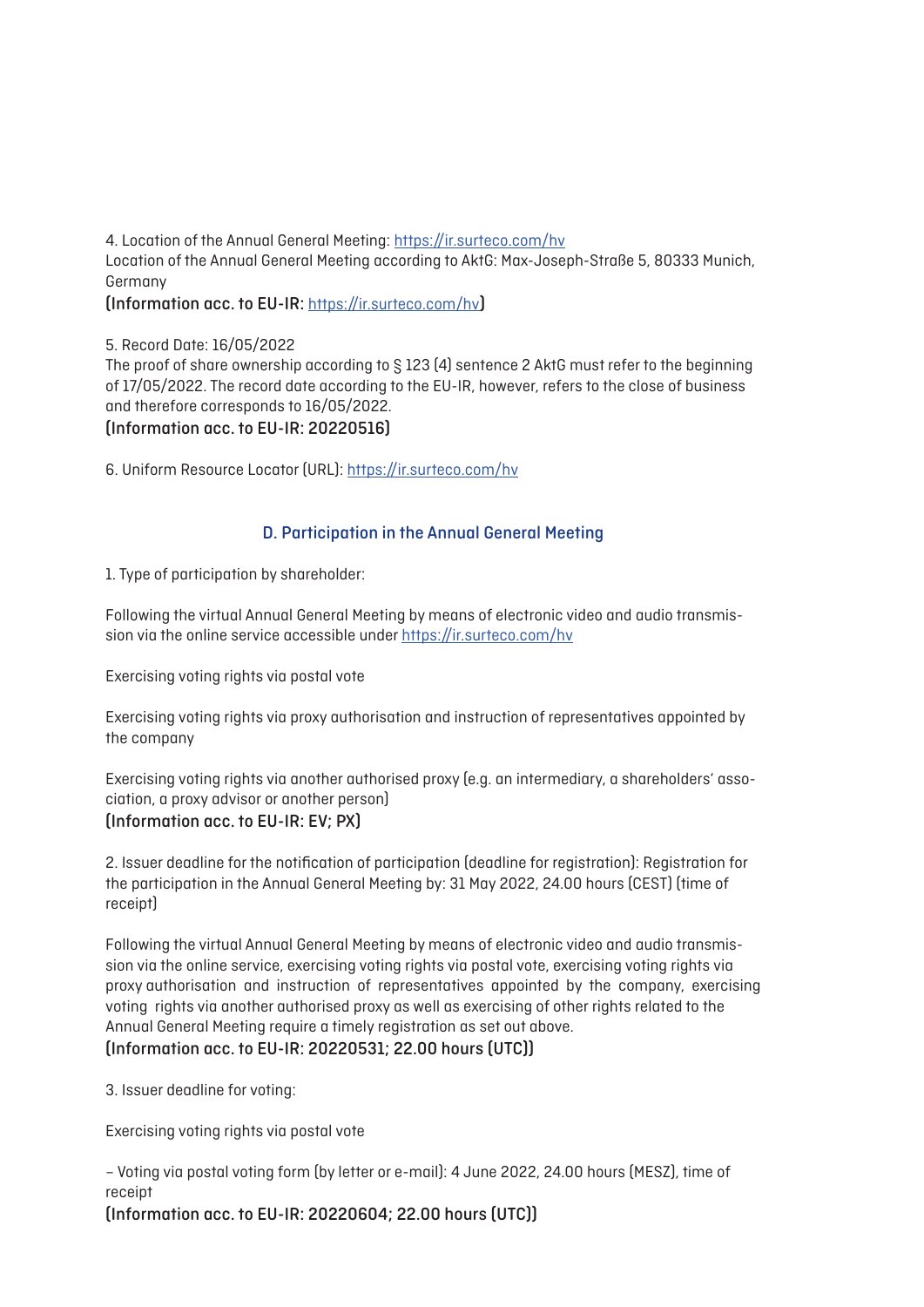4. Location of the Annual General Meeting: https://ir.surteco.com/hv
Location of the Annual General Meeting according to AktG: Max-Joseph-Straße 5, 80333 Munich, Germany
**(Information acc. to EU-IR:** https://ir.surteco.com/hv**)**

5. Record Date: 16/05/2022
The proof of share ownership according to § 123 (4) sentence 2 AktG must refer to the beginning of 17/05/2022. The record date according to the EU-IR, however, refers to the close of business and therefore corresponds to 16/05/2022.
**(Information acc. to EU-IR: 20220516)**

6. Uniform Resource Locator (URL): https://ir.surteco.com/hv

## D. Participation in the Annual General Meeting

1. Type of participation by shareholder:

Following the virtual Annual General Meeting by means of electronic video and audio transmission via the online service accessible under https://ir.surteco.com/hv

Exercising voting rights via postal vote

Exercising voting rights via proxy authorisation and instruction of representatives appointed by the company

Exercising voting rights via another authorised proxy (e.g. an intermediary, a shareholders' association, a proxy advisor or another person)
**(Information acc. to EU-IR: EV; PX)**

2. Issuer deadline for the notification of participation (deadline for registration): Registration for the participation in the Annual General Meeting by: 31 May 2022, 24.00 hours (CEST) (time of receipt)

Following the virtual Annual General Meeting by means of electronic video and audio transmission via the online service, exercising voting rights via postal vote, exercising voting rights via proxy authorisation and instruction of representatives appointed by the company, exercising voting rights via another authorised proxy as well as exercising of other rights related to the Annual General Meeting require a timely registration as set out above.
**(Information acc. to EU-IR: 20220531; 22.00 hours (UTC))**

3. Issuer deadline for voting:

Exercising voting rights via postal vote

– Voting via postal voting form (by letter or e-mail): 4 June 2022, 24.00 hours (MESZ), time of receipt
**(Information acc. to EU-IR: 20220604; 22.00 hours (UTC))**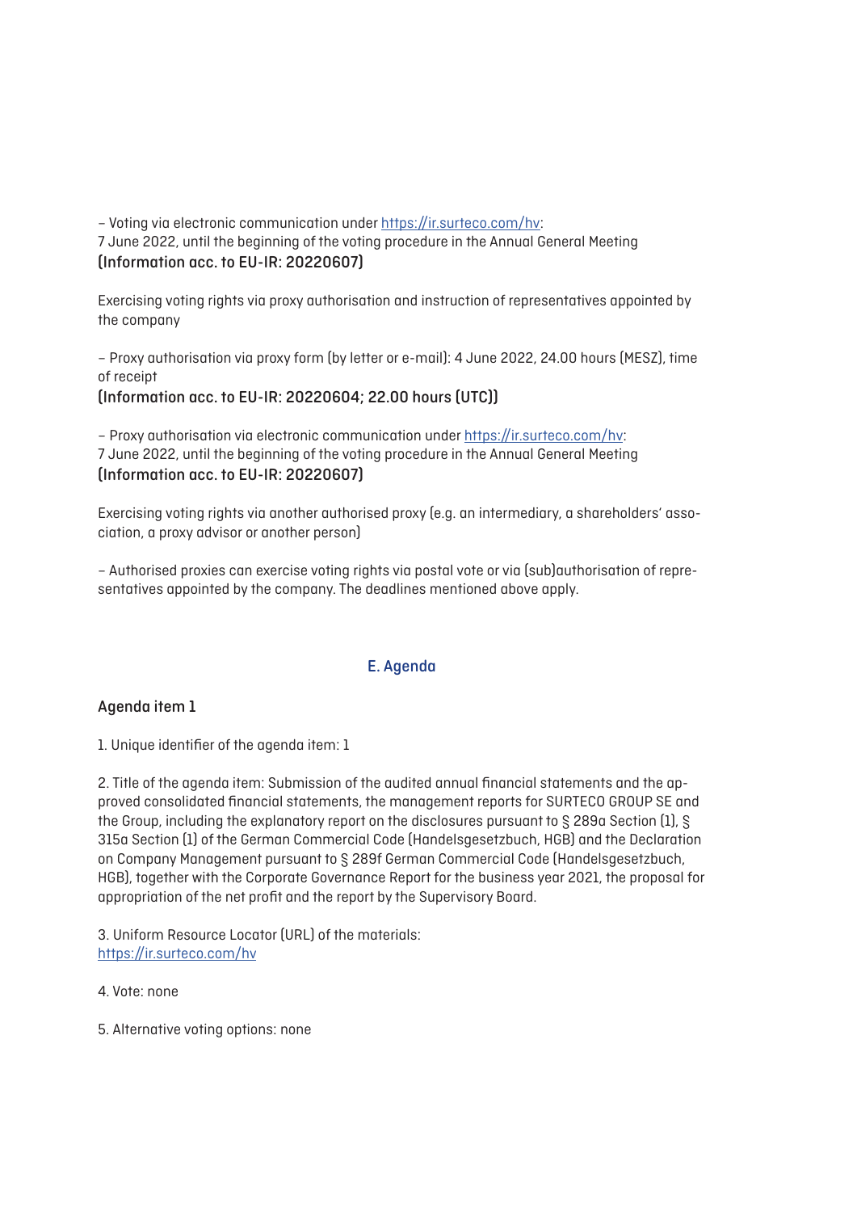– Voting via electronic communication under https://ir.surteco.com/hv:
7 June 2022, until the beginning of the voting procedure in the Annual General Meeting
**(Information acc. to EU-IR: 20220607)**

Exercising voting rights via proxy authorisation and instruction of representatives appointed by the company

– Proxy authorisation via proxy form (by letter or e-mail): 4 June 2022, 24.00 hours (MESZ), time of receipt
**(Information acc. to EU-IR: 20220604; 22.00 hours (UTC))**

– Proxy authorisation via electronic communication under https://ir.surteco.com/hv:
7 June 2022, until the beginning of the voting procedure in the Annual General Meeting
**(Information acc. to EU-IR: 20220607)**

Exercising voting rights via another authorised proxy (e.g. an intermediary, a shareholders' association, a proxy advisor or another person)

– Authorised proxies can exercise voting rights via postal vote or via (sub)authorisation of representatives appointed by the company. The deadlines mentioned above apply.

## E. Agenda

### Agenda item 1

1. Unique identifier of the agenda item: 1

2. Title of the agenda item: Submission of the audited annual financial statements and the approved consolidated financial statements, the management reports for SURTECO GROUP SE and the Group, including the explanatory report on the disclosures pursuant to § 289a Section (1), § 315a Section (1) of the German Commercial Code (Handelsgesetzbuch, HGB) and the Declaration on Company Management pursuant to § 289f German Commercial Code (Handelsgesetzbuch, HGB), together with the Corporate Governance Report for the business year 2021, the proposal for appropriation of the net profit and the report by the Supervisory Board.

3. Uniform Resource Locator (URL) of the materials:
https://ir.surteco.com/hv

4. Vote: none

5. Alternative voting options: none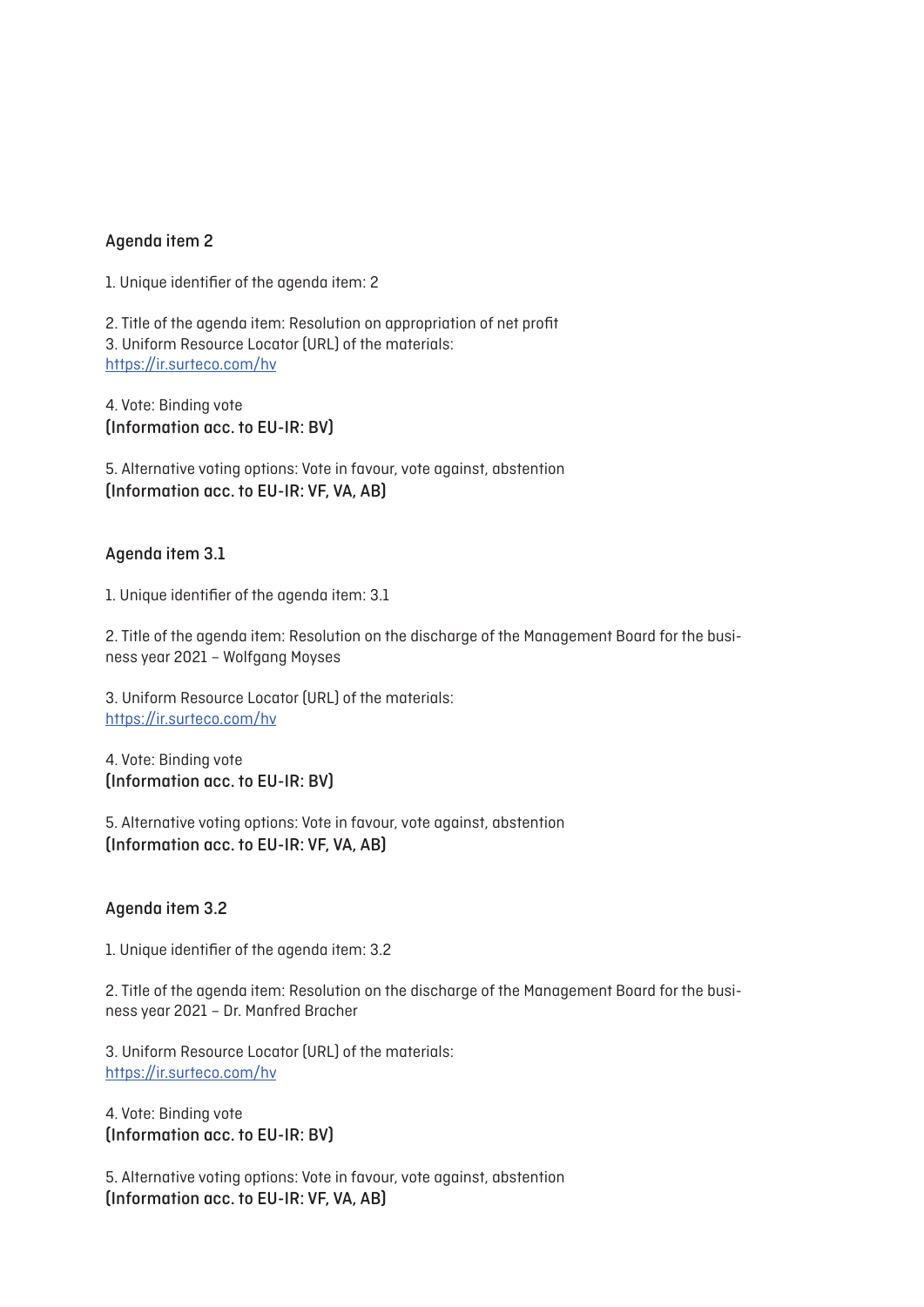## Agenda item 2

1. Unique identifier of the agenda item: 2

2. Title of the agenda item: Resolution on appropriation of net profit
3. Uniform Resource Locator (URL) of the materials:
https://ir.surteco.com/hv

4. Vote: Binding vote
**(Information acc. to EU-IR: BV)**

5. Alternative voting options: Vote in favour, vote against, abstention
**(Information acc. to EU-IR: VF, VA, AB)**

## Agenda item 3.1

1. Unique identifier of the agenda item: 3.1

2. Title of the agenda item: Resolution on the discharge of the Management Board for the business year 2021 – Wolfgang Moyses

3. Uniform Resource Locator (URL) of the materials:
https://ir.surteco.com/hv

4. Vote: Binding vote
**(Information acc. to EU-IR: BV)**

5. Alternative voting options: Vote in favour, vote against, abstention
**(Information acc. to EU-IR: VF, VA, AB)**

## Agenda item 3.2

1. Unique identifier of the agenda item: 3.2

2. Title of the agenda item: Resolution on the discharge of the Management Board for the business year 2021 – Dr. Manfred Bracher

3. Uniform Resource Locator (URL) of the materials:
https://ir.surteco.com/hv

4. Vote: Binding vote
**(Information acc. to EU-IR: BV)**

5. Alternative voting options: Vote in favour, vote against, abstention
**(Information acc. to EU-IR: VF, VA, AB)**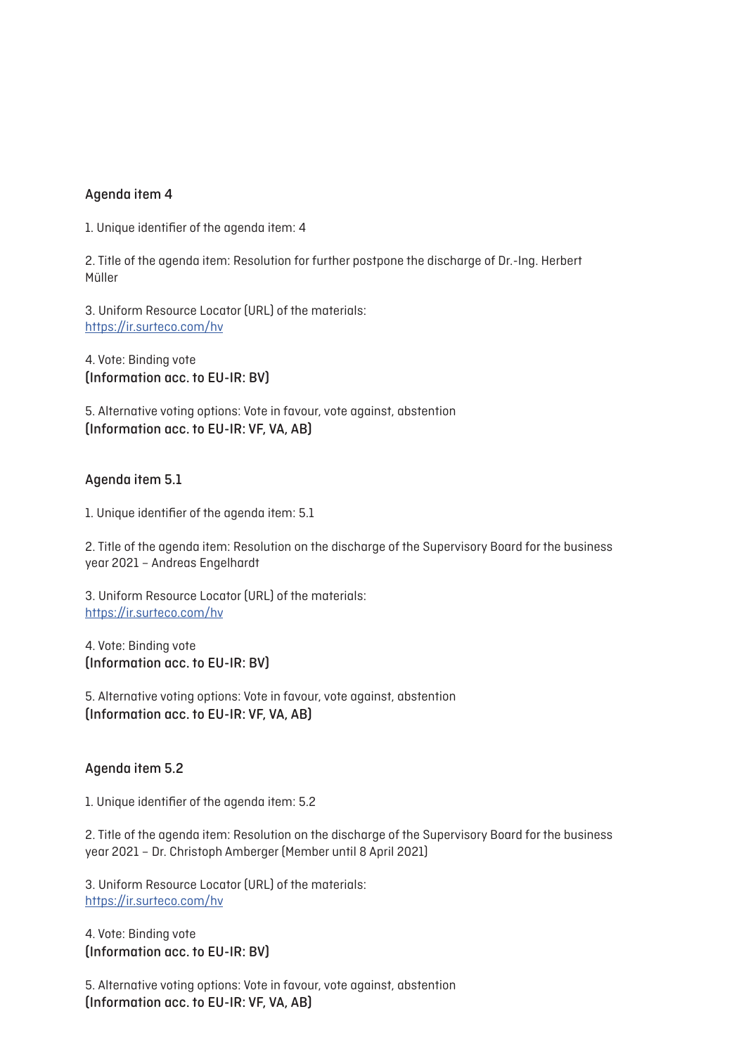### Agenda item 4

1. Unique identifier of the agenda item: 4

2. Title of the agenda item: Resolution for further postpone the discharge of Dr.-Ing. Herbert Müller

3. Uniform Resource Locator (URL) of the materials:
https://ir.surteco.com/hv

4. Vote: Binding vote
**(Information acc. to EU-IR: BV)**

5. Alternative voting options: Vote in favour, vote against, abstention
**(Information acc. to EU-IR: VF, VA, AB)**

### Agenda item 5.1

1. Unique identifier of the agenda item: 5.1

2. Title of the agenda item: Resolution on the discharge of the Supervisory Board for the business year 2021 – Andreas Engelhardt

3. Uniform Resource Locator (URL) of the materials:
https://ir.surteco.com/hv

4. Vote: Binding vote
**(Information acc. to EU-IR: BV)**

5. Alternative voting options: Vote in favour, vote against, abstention
**(Information acc. to EU-IR: VF, VA, AB)**

### Agenda item 5.2

1. Unique identifier of the agenda item: 5.2

2. Title of the agenda item: Resolution on the discharge of the Supervisory Board for the business year 2021 – Dr. Christoph Amberger (Member until 8 April 2021)

3. Uniform Resource Locator (URL) of the materials:
https://ir.surteco.com/hv

4. Vote: Binding vote
**(Information acc. to EU-IR: BV)**

5. Alternative voting options: Vote in favour, vote against, abstention
**(Information acc. to EU-IR: VF, VA, AB)**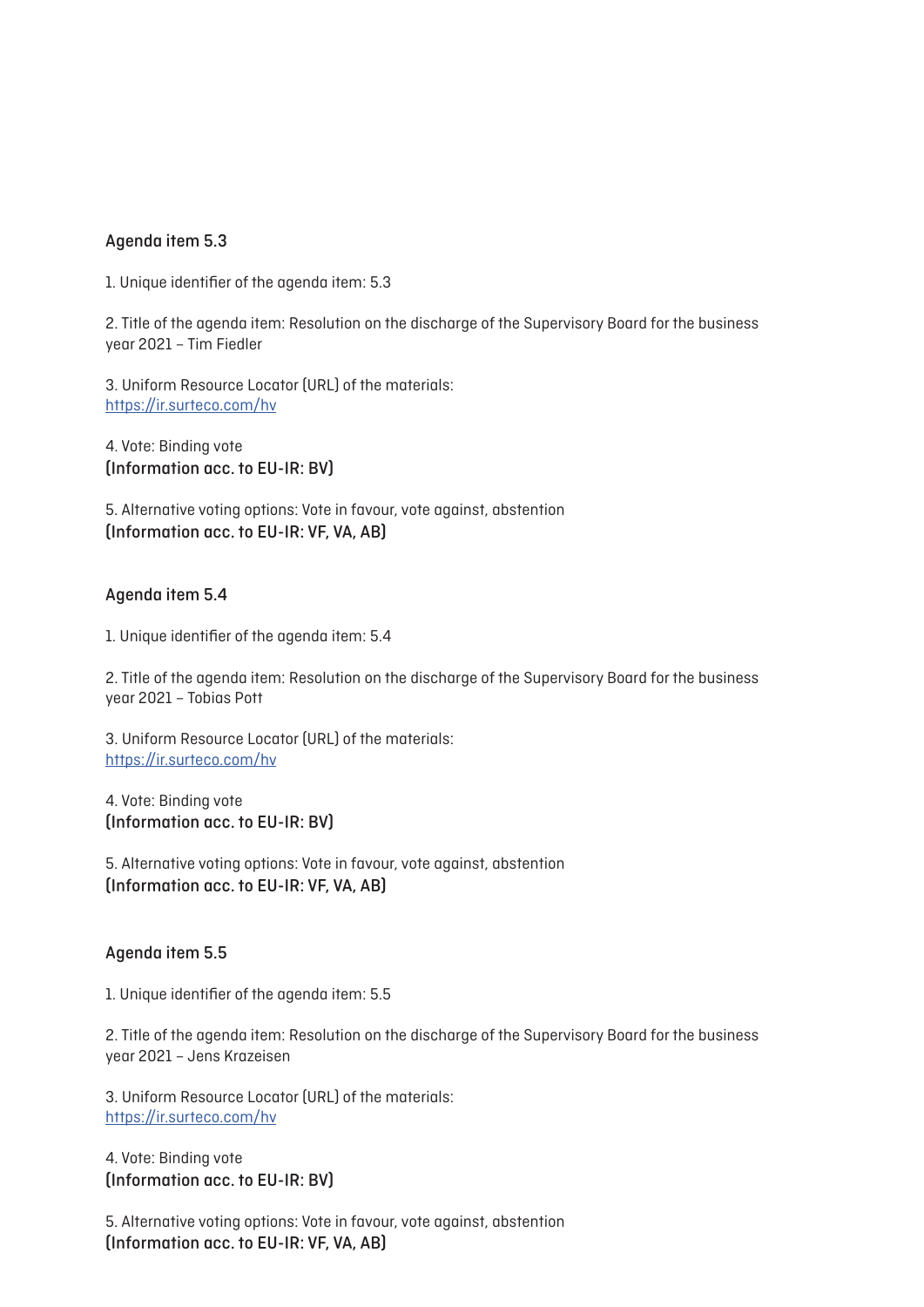### Agenda item 5.3

1. Unique identifier of the agenda item: 5.3

2. Title of the agenda item: Resolution on the discharge of the Supervisory Board for the business year 2021 – Tim Fiedler

3. Uniform Resource Locator (URL) of the materials:
https://ir.surteco.com/hv

4. Vote: Binding vote
**(Information acc. to EU-IR: BV)**

5. Alternative voting options: Vote in favour, vote against, abstention
**(Information acc. to EU-IR: VF, VA, AB)**

### Agenda item 5.4

1. Unique identifier of the agenda item: 5.4

2. Title of the agenda item: Resolution on the discharge of the Supervisory Board for the business year 2021 – Tobias Pott

3. Uniform Resource Locator (URL) of the materials:
https://ir.surteco.com/hv

4. Vote: Binding vote
**(Information acc. to EU-IR: BV)**

5. Alternative voting options: Vote in favour, vote against, abstention
**(Information acc. to EU-IR: VF, VA, AB)**

### Agenda item 5.5

1. Unique identifier of the agenda item: 5.5

2. Title of the agenda item: Resolution on the discharge of the Supervisory Board for the business year 2021 – Jens Krazeisen

3. Uniform Resource Locator (URL) of the materials:
https://ir.surteco.com/hv

4. Vote: Binding vote
**(Information acc. to EU-IR: BV)**

5. Alternative voting options: Vote in favour, vote against, abstention
**(Information acc. to EU-IR: VF, VA, AB)**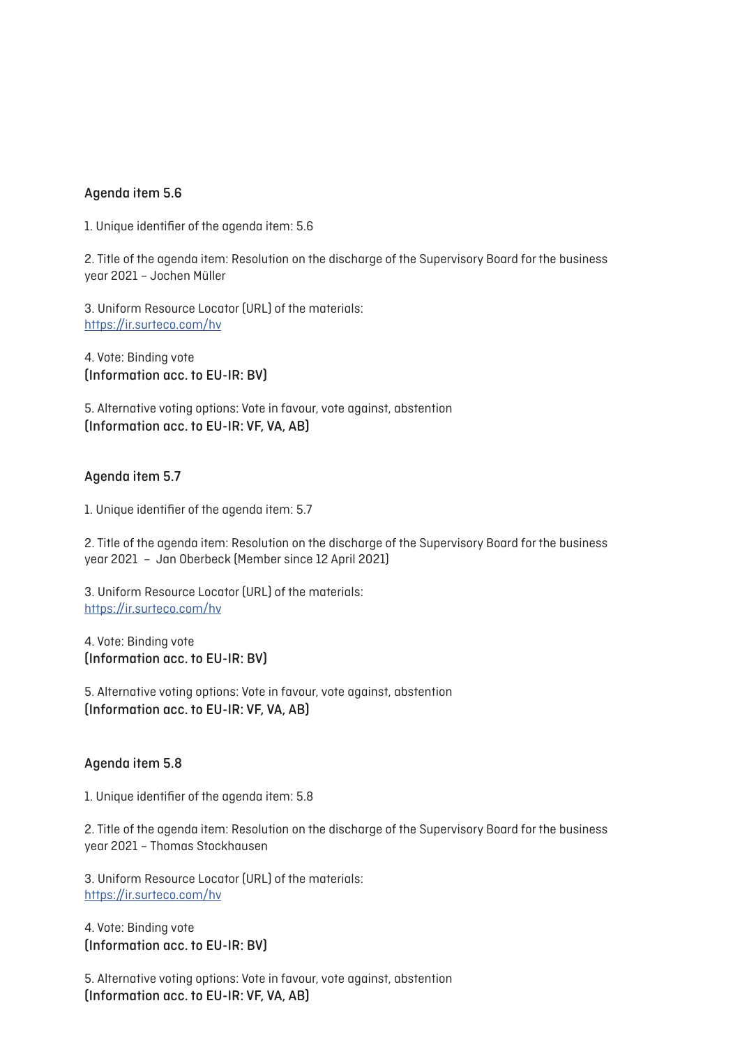## Agenda item 5.6

1. Unique identifier of the agenda item: 5.6

2. Title of the agenda item: Resolution on the discharge of the Supervisory Board for the business year 2021 – Jochen Müller

3. Uniform Resource Locator (URL) of the materials: https://ir.surteco.com/hv

4. Vote: Binding vote
**(Information acc. to EU-IR: BV)**

5. Alternative voting options: Vote in favour, vote against, abstention
**(Information acc. to EU-IR: VF, VA, AB)**

## Agenda item 5.7

1. Unique identifier of the agenda item: 5.7

2. Title of the agenda item: Resolution on the discharge of the Supervisory Board for the business year 2021 – Jan Oberbeck (Member since 12 April 2021)

3. Uniform Resource Locator (URL) of the materials: https://ir.surteco.com/hv

4. Vote: Binding vote
**(Information acc. to EU-IR: BV)**

5. Alternative voting options: Vote in favour, vote against, abstention
**(Information acc. to EU-IR: VF, VA, AB)**

## Agenda item 5.8

1. Unique identifier of the agenda item: 5.8

2. Title of the agenda item: Resolution on the discharge of the Supervisory Board for the business year 2021 – Thomas Stockhausen

3. Uniform Resource Locator (URL) of the materials: https://ir.surteco.com/hv

4. Vote: Binding vote
**(Information acc. to EU-IR: BV)**

5. Alternative voting options: Vote in favour, vote against, abstention
**(Information acc. to EU-IR: VF, VA, AB)**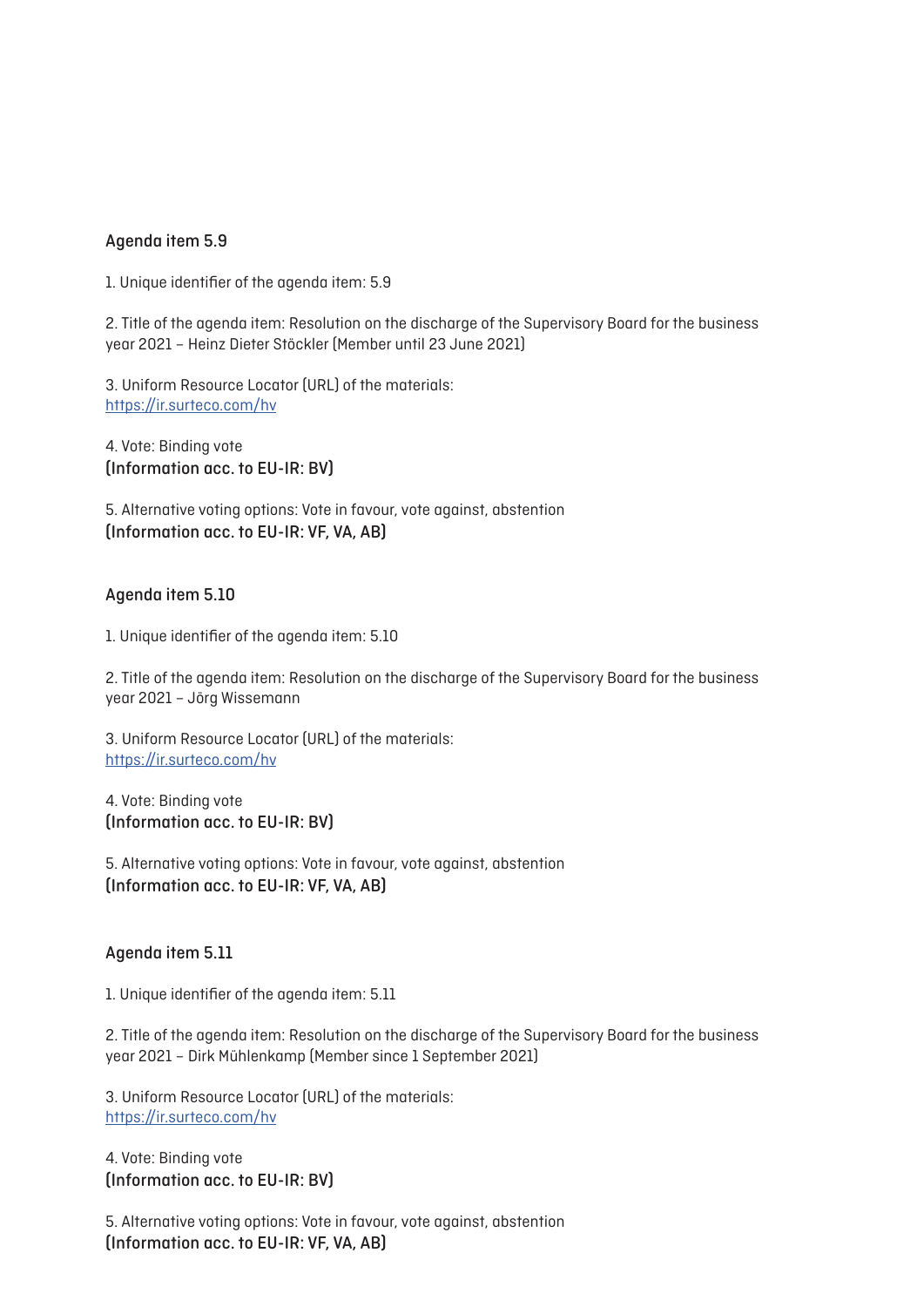## Agenda item 5.9

1. Unique identifier of the agenda item: 5.9

2. Title of the agenda item: Resolution on the discharge of the Supervisory Board for the business year 2021 – Heinz Dieter Stöckler (Member until 23 June 2021)

3. Uniform Resource Locator (URL) of the materials:
https://ir.surteco.com/hv

4. Vote: Binding vote
**(Information acc. to EU-IR: BV)**

5. Alternative voting options: Vote in favour, vote against, abstention
**(Information acc. to EU-IR: VF, VA, AB)**

## Agenda item 5.10

1. Unique identifier of the agenda item: 5.10

2. Title of the agenda item: Resolution on the discharge of the Supervisory Board for the business year 2021 – Jörg Wissemann

3. Uniform Resource Locator (URL) of the materials:
https://ir.surteco.com/hv

4. Vote: Binding vote
**(Information acc. to EU-IR: BV)**

5. Alternative voting options: Vote in favour, vote against, abstention
**(Information acc. to EU-IR: VF, VA, AB)**

## Agenda item 5.11

1. Unique identifier of the agenda item: 5.11

2. Title of the agenda item: Resolution on the discharge of the Supervisory Board for the business year 2021 – Dirk Mühlenkamp (Member since 1 September 2021)

3. Uniform Resource Locator (URL) of the materials:
https://ir.surteco.com/hv

4. Vote: Binding vote
**(Information acc. to EU-IR: BV)**

5. Alternative voting options: Vote in favour, vote against, abstention
**(Information acc. to EU-IR: VF, VA, AB)**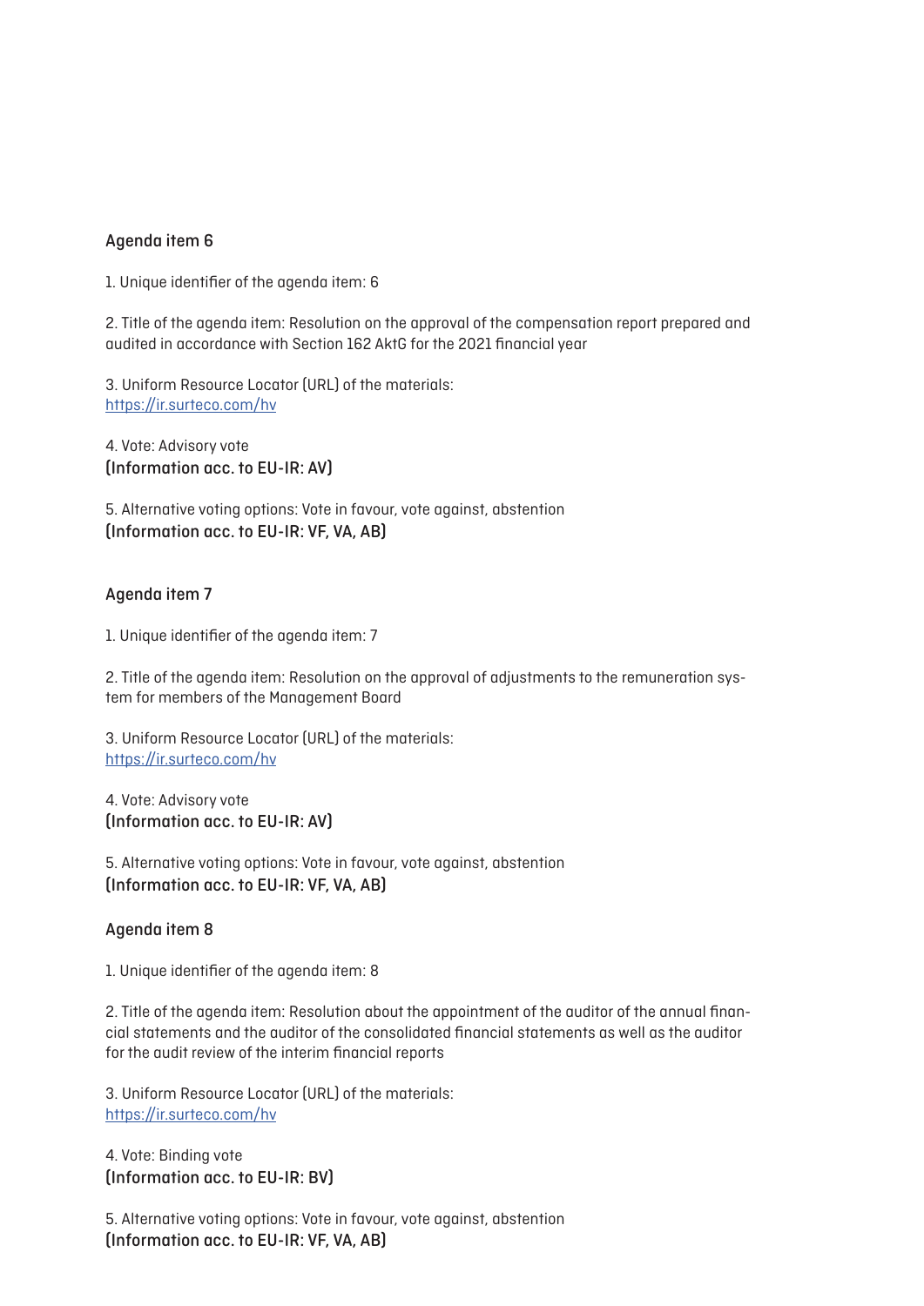## Agenda item 6

1. Unique identifier of the agenda item: 6

2. Title of the agenda item: Resolution on the approval of the compensation report prepared and audited in accordance with Section 162 AktG for the 2021 financial year

3. Uniform Resource Locator (URL) of the materials:
https://ir.surteco.com/hv

4. Vote: Advisory vote
**(Information acc. to EU-IR: AV)**

5. Alternative voting options: Vote in favour, vote against, abstention
**(Information acc. to EU-IR: VF, VA, AB)**

## Agenda item 7

1. Unique identifier of the agenda item: 7

2. Title of the agenda item: Resolution on the approval of adjustments to the remuneration system for members of the Management Board

3. Uniform Resource Locator (URL) of the materials:
https://ir.surteco.com/hv

4. Vote: Advisory vote
**(Information acc. to EU-IR: AV)**

5. Alternative voting options: Vote in favour, vote against, abstention
**(Information acc. to EU-IR: VF, VA, AB)**

## Agenda item 8

1. Unique identifier of the agenda item: 8

2. Title of the agenda item: Resolution about the appointment of the auditor of the annual financial statements and the auditor of the consolidated financial statements as well as the auditor for the audit review of the interim financial reports

3. Uniform Resource Locator (URL) of the materials:
https://ir.surteco.com/hv

4. Vote: Binding vote
**(Information acc. to EU-IR: BV)**

5. Alternative voting options: Vote in favour, vote against, abstention
**(Information acc. to EU-IR: VF, VA, AB)**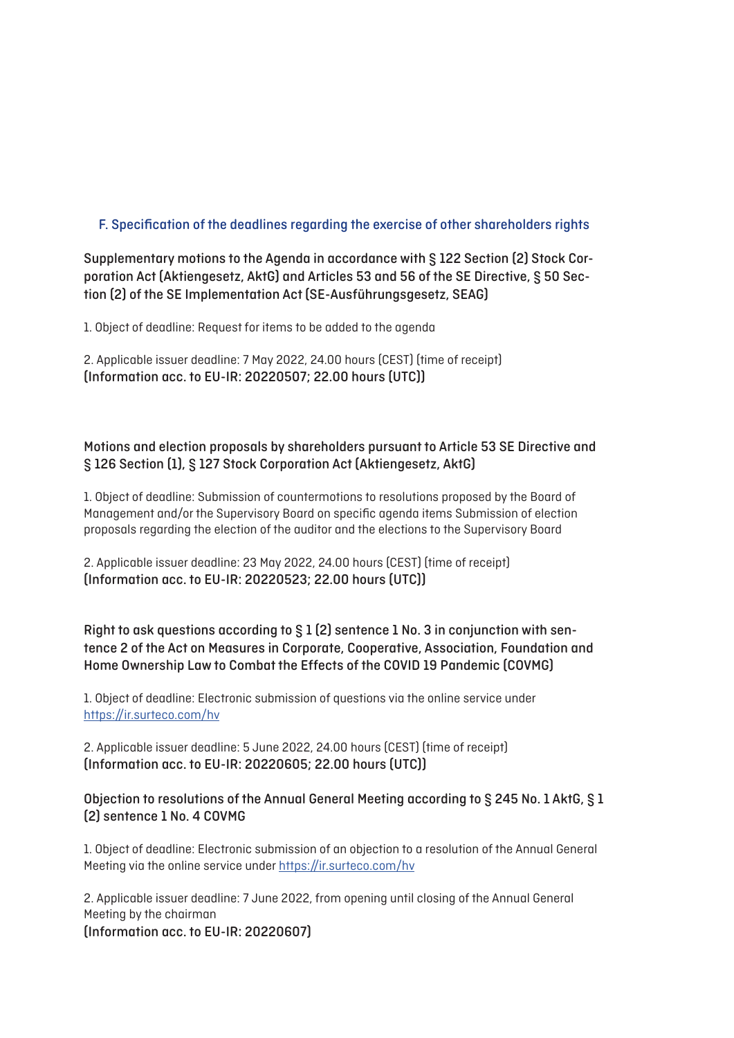## F. Specification of the deadlines regarding the exercise of other shareholders rights

**Supplementary motions to the Agenda in accordance with § 122 Section (2) Stock Corporation Act (Aktiengesetz, AktG) and Articles 53 and 56 of the SE Directive, § 50 Section (2) of the SE Implementation Act (SE-Ausführungsgesetz, SEAG)**

1. Object of deadline: Request for items to be added to the agenda

2. Applicable issuer deadline: 7 May 2022, 24.00 hours (CEST) (time of receipt)
**(Information acc. to EU-IR: 20220507; 22.00 hours (UTC))**

**Motions and election proposals by shareholders pursuant to Article 53 SE Directive and § 126 Section (1), § 127 Stock Corporation Act (Aktiengesetz, AktG)**

1. Object of deadline: Submission of countermotions to resolutions proposed by the Board of Management and/or the Supervisory Board on specific agenda items Submission of election proposals regarding the election of the auditor and the elections to the Supervisory Board

2. Applicable issuer deadline: 23 May 2022, 24.00 hours (CEST) (time of receipt)
**(Information acc. to EU-IR: 20220523; 22.00 hours (UTC))**

**Right to ask questions according to § 1 (2) sentence 1 No. 3 in conjunction with sentence 2 of the Act on Measures in Corporate, Cooperative, Association, Foundation and Home Ownership Law to Combat the Effects of the COVID 19 Pandemic (COVMG)**

1. Object of deadline: Electronic submission of questions via the online service under https://ir.surteco.com/hv

2. Applicable issuer deadline: 5 June 2022, 24.00 hours (CEST) (time of receipt)
**(Information acc. to EU-IR: 20220605; 22.00 hours (UTC))**

**Objection to resolutions of the Annual General Meeting according to § 245 No. 1 AktG, § 1 (2) sentence 1 No. 4 COVMG**

1. Object of deadline: Electronic submission of an objection to a resolution of the Annual General Meeting via the online service under https://ir.surteco.com/hv

2. Applicable issuer deadline: 7 June 2022, from opening until closing of the Annual General Meeting by the chairman
**(Information acc. to EU-IR: 20220607)**